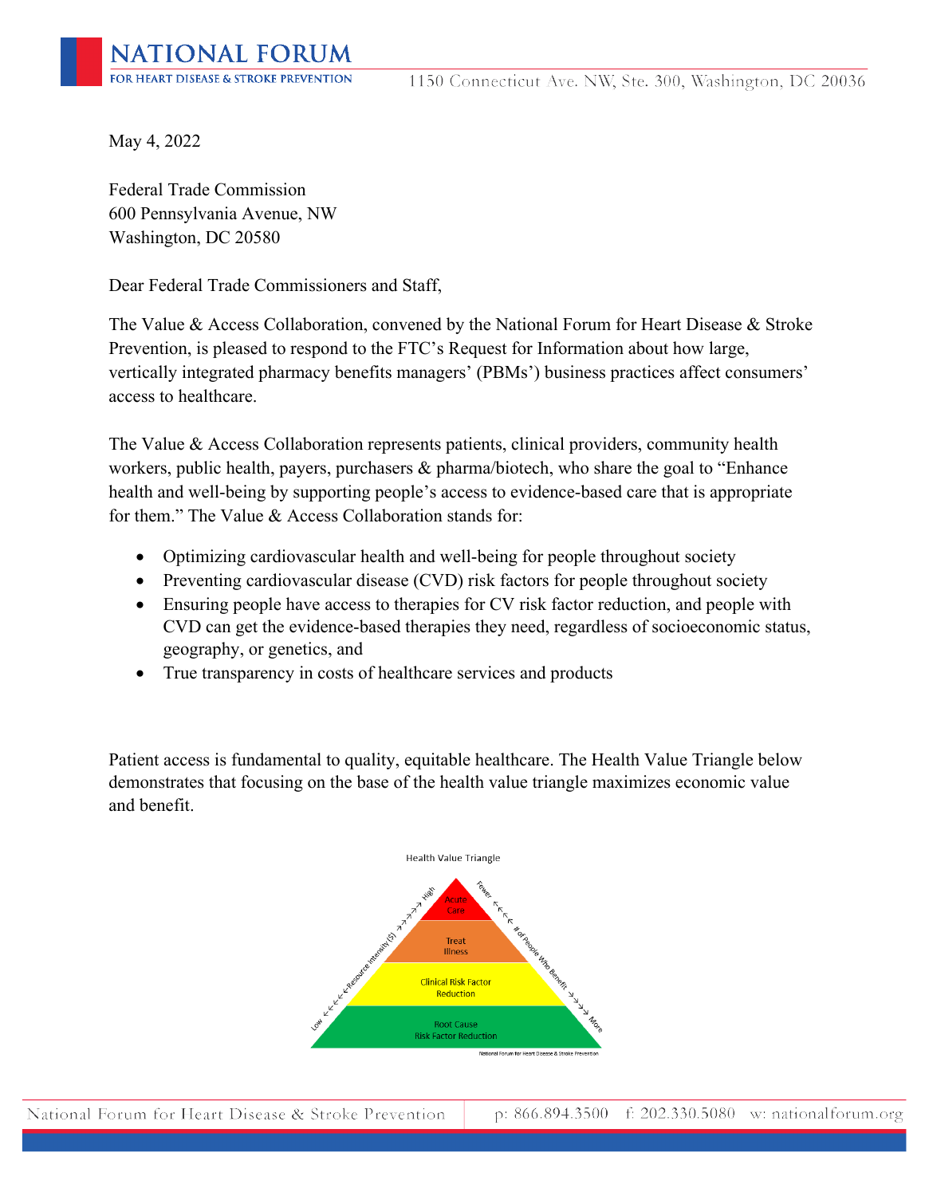May 4, 2022

Federal Trade Commission
600 Pennsylvania Avenue, NW
Washington, DC 20580

Dear Federal Trade Commissioners and Staff,

The Value & Access Collaboration, convened by the National Forum for Heart Disease & Stroke Prevention, is pleased to respond to the FTC's Request for Information about how large, vertically integrated pharmacy benefits managers' (PBMs') business practices affect consumers' access to healthcare.

The Value & Access Collaboration represents patients, clinical providers, community health workers, public health, payers, purchasers & pharma/biotech, who share the goal to "Enhance health and well-being by supporting people's access to evidence-based care that is appropriate for them." The Value & Access Collaboration stands for:

- Optimizing cardiovascular health and well-being for people throughout society
- Preventing cardiovascular disease (CVD) risk factors for people throughout society
- Ensuring people have access to therapies for CV risk factor reduction, and people with CVD can get the evidence-based therapies they need, regardless of socioeconomic status, geography, or genetics, and
- True transparency in costs of healthcare services and products

Patient access is fundamental to quality, equitable healthcare. The Health Value Triangle below demonstrates that focusing on the base of the health value triangle maximizes economic value and benefit.

Health Value Triangle

- Acute Care
- Treat Illness
- Clinical Risk Factor Reduction
- Root Cause Risk Factor Reduction

Low ← Resource Intensity ($) → High

Fewer ← # of People Who Benefit → More

National Forum for Heart Disease & Stroke Prevention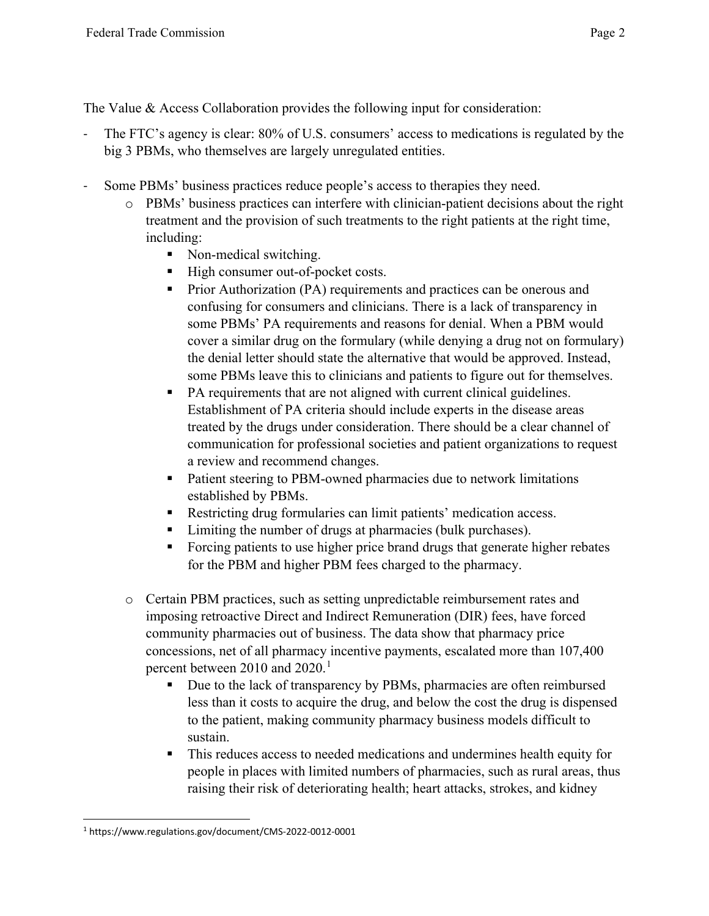The Value & Access Collaboration provides the following input for consideration:

- The FTC's agency is clear: 80% of U.S. consumers' access to medications is regulated by the big 3 PBMs, who themselves are largely unregulated entities.

- Some PBMs' business practices reduce people's access to therapies they need.
  - PBMs' business practices can interfere with clinician-patient decisions about the right treatment and the provision of such treatments to the right patients at the right time, including:
    - Non-medical switching.
    - High consumer out-of-pocket costs.
    - Prior Authorization (PA) requirements and practices can be onerous and confusing for consumers and clinicians. There is a lack of transparency in some PBMs' PA requirements and reasons for denial. When a PBM would cover a similar drug on the formulary (while denying a drug not on formulary) the denial letter should state the alternative that would be approved. Instead, some PBMs leave this to clinicians and patients to figure out for themselves.
    - PA requirements that are not aligned with current clinical guidelines. Establishment of PA criteria should include experts in the disease areas treated by the drugs under consideration. There should be a clear channel of communication for professional societies and patient organizations to request a review and recommend changes.
    - Patient steering to PBM-owned pharmacies due to network limitations established by PBMs.
    - Restricting drug formularies can limit patients' medication access.
    - Limiting the number of drugs at pharmacies (bulk purchases).
    - Forcing patients to use higher price brand drugs that generate higher rebates for the PBM and higher PBM fees charged to the pharmacy.

  - Certain PBM practices, such as setting unpredictable reimbursement rates and imposing retroactive Direct and Indirect Remuneration (DIR) fees, have forced community pharmacies out of business. The data show that pharmacy price concessions, net of all pharmacy incentive payments, escalated more than 107,400 percent between 2010 and 2020.[1]
    - Due to the lack of transparency by PBMs, pharmacies are often reimbursed less than it costs to acquire the drug, and below the cost the drug is dispensed to the patient, making community pharmacy business models difficult to sustain.
    - This reduces access to needed medications and undermines health equity for people in places with limited numbers of pharmacies, such as rural areas, thus raising their risk of deteriorating health; heart attacks, strokes, and kidney

[1] https://www.regulations.gov/document/CMS-2022-0012-0001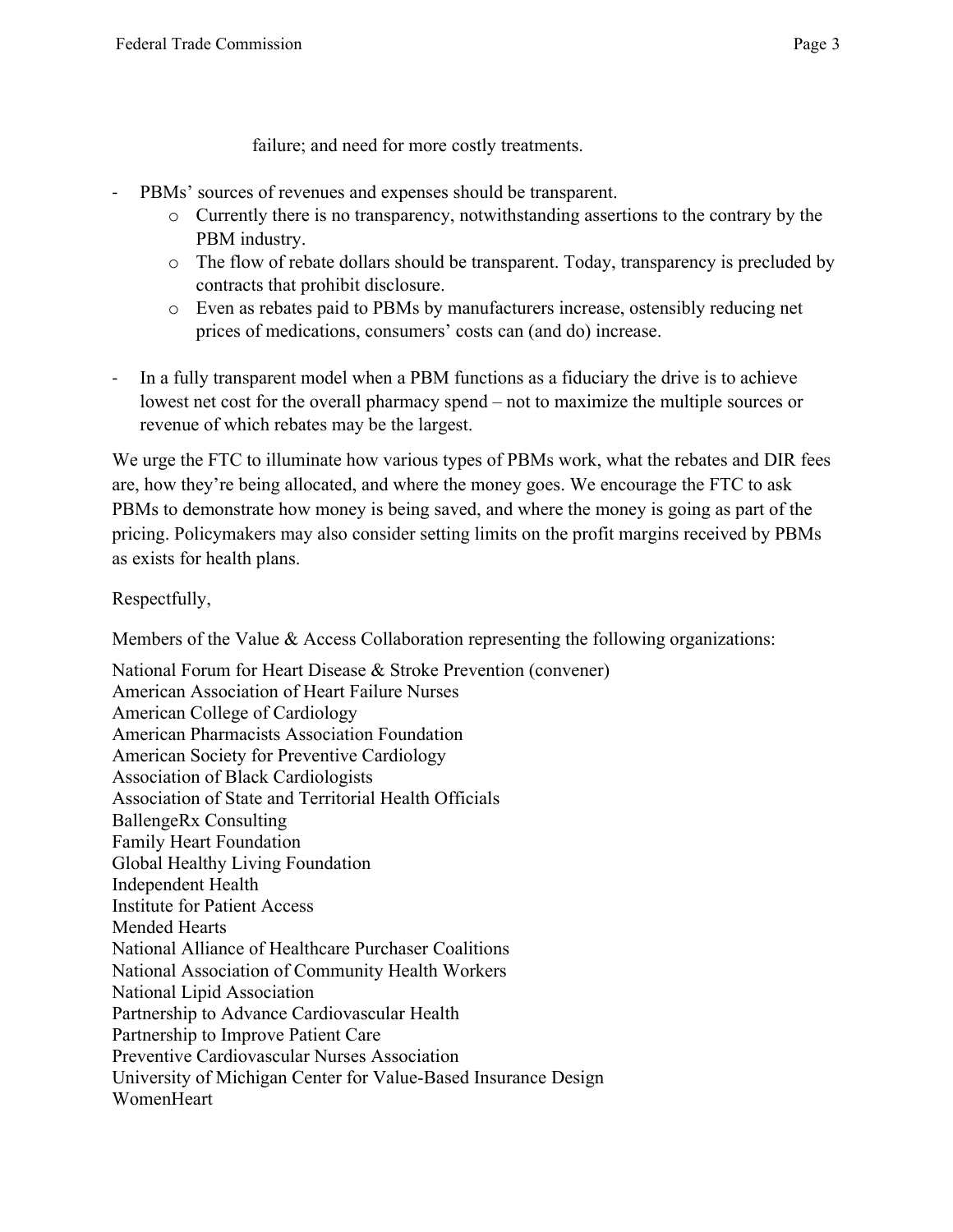failure; and need for more costly treatments.

- PBMs' sources of revenues and expenses should be transparent.
  - Currently there is no transparency, notwithstanding assertions to the contrary by the PBM industry.
  - The flow of rebate dollars should be transparent. Today, transparency is precluded by contracts that prohibit disclosure.
  - Even as rebates paid to PBMs by manufacturers increase, ostensibly reducing net prices of medications, consumers' costs can (and do) increase.

- In a fully transparent model when a PBM functions as a fiduciary the drive is to achieve lowest net cost for the overall pharmacy spend – not to maximize the multiple sources or revenue of which rebates may be the largest.

We urge the FTC to illuminate how various types of PBMs work, what the rebates and DIR fees are, how they're being allocated, and where the money goes. We encourage the FTC to ask PBMs to demonstrate how money is being saved, and where the money is going as part of the pricing. Policymakers may also consider setting limits on the profit margins received by PBMs as exists for health plans.

Respectfully,

Members of the Value & Access Collaboration representing the following organizations:

National Forum for Heart Disease & Stroke Prevention (convener)
American Association of Heart Failure Nurses
American College of Cardiology
American Pharmacists Association Foundation
American Society for Preventive Cardiology
Association of Black Cardiologists
Association of State and Territorial Health Officials
BallengeRx Consulting
Family Heart Foundation
Global Healthy Living Foundation
Independent Health
Institute for Patient Access
Mended Hearts
National Alliance of Healthcare Purchaser Coalitions
National Association of Community Health Workers
National Lipid Association
Partnership to Advance Cardiovascular Health
Partnership to Improve Patient Care
Preventive Cardiovascular Nurses Association
University of Michigan Center for Value-Based Insurance Design
WomenHeart